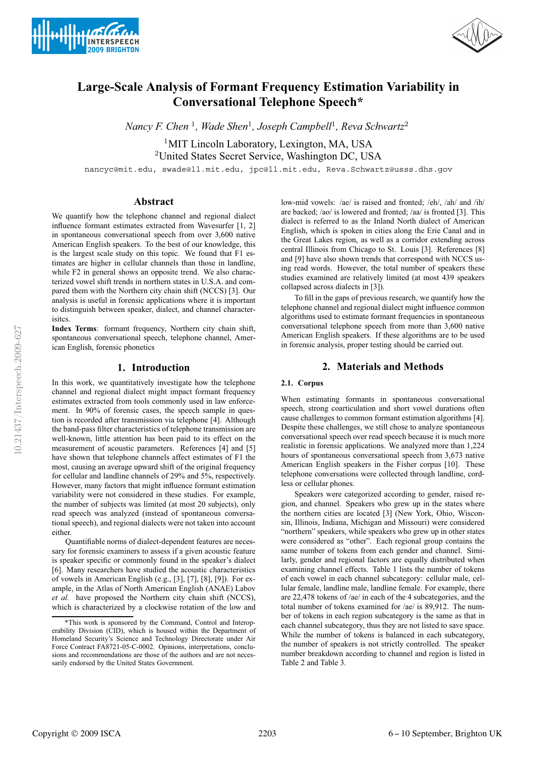# Large-Scale Analysis of Formant Frequency Estimation Variability in Conversational Telephone Speech*

*Nancy F. Chen* [1], *Wade Shen*[1], *Joseph Campbell*[1], *Reva Schwartz*[2]

[1]MIT Lincoln Laboratory, Lexington, MA, USA
[2]United States Secret Service, Washington DC, USA

nancyc@mit.edu, swade@ll.mit.edu, jpc@ll.mit.edu, Reva.Schwartz@usss.dhs.gov

## Abstract

We quantify how the telephone channel and regional dialect influence formant estimates extracted from Wavesurfer [1, 2] in spontaneous conversational speech from over 3,600 native American English speakers. To the best of our knowledge, this is the largest scale study on this topic. We found that F1 estimates are higher in cellular channels than those in landline, while F2 in general shows an opposite trend. We also characterized vowel shift trends in northern states in U.S.A. and compared them with the Northern city chain shift (NCCS) [3]. Our analysis is useful in forensic applications where it is important to distinguish between speaker, dialect, and channel characterisitcs.

**Index Terms**: formant frequency, Northern city chain shift, spontaneous conversational speech, telephone channel, American English, forensic phonetics

## 1. Introduction

In this work, we quantitatively investigate how the telephone channel and regional dialect might impact formant frequency estimates extracted from tools commonly used in law enforcement. In 90% of forensic cases, the speech sample in question is recorded after transmission via telephone [4]. Although the band-pass filter characteristics of telephone transmission are well-known, little attention has been paid to its effect on the measurement of acoustic parameters. References [4] and [5] have shown that telephone channels affect estimates of F1 the most, causing an average upward shift of the original frequency for cellular and landline channels of 29% and 5%, respectively. However, many factors that might influence formant estimation variability were not considered in these studies. For example, the number of subjects was limited (at most 20 subjects), only read speech was analyzed (instead of spontaneous conversational speech), and regional dialects were not taken into account either.

Quantifiable norms of dialect-dependent features are necessary for forensic examiners to assess if a given acoustic feature is speaker specific or commonly found in the speaker's dialect [6]. Many researchers have studied the acoustic characteristics of vowels in American English (e.g., [3], [7], [8], [9]). For example, in the Atlas of North American English (ANAE) Labov *et al.* have proposed the Northern city chain shift (NCCS), which is characterized by a clockwise rotation of the low and low-mid vowels: /ae/ is raised and fronted; /eh/, /ah/ and /ih/ are backed; /ao/ is lowered and fronted; /aa/ is fronted [3]. This dialect is referred to as the Inland North dialect of American English, which is spoken in cities along the Erie Canal and in the Great Lakes region, as well as a corridor extending across central Illinois from Chicago to St. Louis [3]. References [8] and [9] have also shown trends that correspond with NCCS using read words. However, the total number of speakers these studies examined are relatively limited (at most 439 speakers collapsed across dialects in [3]).

To fill in the gaps of previous research, we quantify how the telephone channel and regional dialect might influence common algorithms used to estimate formant frequencies in spontaneous conversational telephone speech from more than 3,600 native American English speakers. If these algorithms are to be used in forensic analysis, proper testing should be carried out.

## 2. Materials and Methods

### 2.1. Corpus

When estimating formants in spontaneous conversational speech, strong coarticulation and short vowel durations often cause challenges to common formant estimation algorithms [4]. Despite these challenges, we still chose to analyze spontaneous conversational speech over read speech because it is much more realistic in forensic applications. We analyzed more than 1,224 hours of spontaneous conversational speech from 3,673 native American English speakers in the Fisher corpus [10]. These telephone conversations were collected through landline, cordless or cellular phones.

Speakers were categorized according to gender, raised region, and channel. Speakers who grew up in the states where the northern cities are located [3] (New York, Ohio, Wisconsin, Illinois, Indiana, Michigan and Missouri) were considered "northern" speakers, while speakers who grew up in other states were considered as "other". Each regional group contains the same number of tokens from each gender and channel. Similarly, gender and regional factors are equally distributed when examining channel effects. Table 1 lists the number of tokens of each vowel in each channel subcategory: cellular male, cellular female, landline male, landline female. For example, there are 22,478 tokens of /ae/ in each of the 4 subcategories, and the total number of tokens examined for /ae/ is 89,912. The number of tokens in each region subcategory is the same as that in each channel subcategory, thus they are not listed to save space. While the number of tokens is balanced in each subcategory, the number of speakers is not strictly controlled. The speaker number breakdown according to channel and region is listed in Table 2 and Table 3.

*This work is sponsored by the Command, Control and Interoperability Division (CID), which is housed within the Department of Homeland Security's Science and Technology Directorate under Air Force Contract FA8721-05-C-0002. Opinions, interpretations, conclusions and recommendations are those of the authors and are not necessarily endorsed by the United States Government.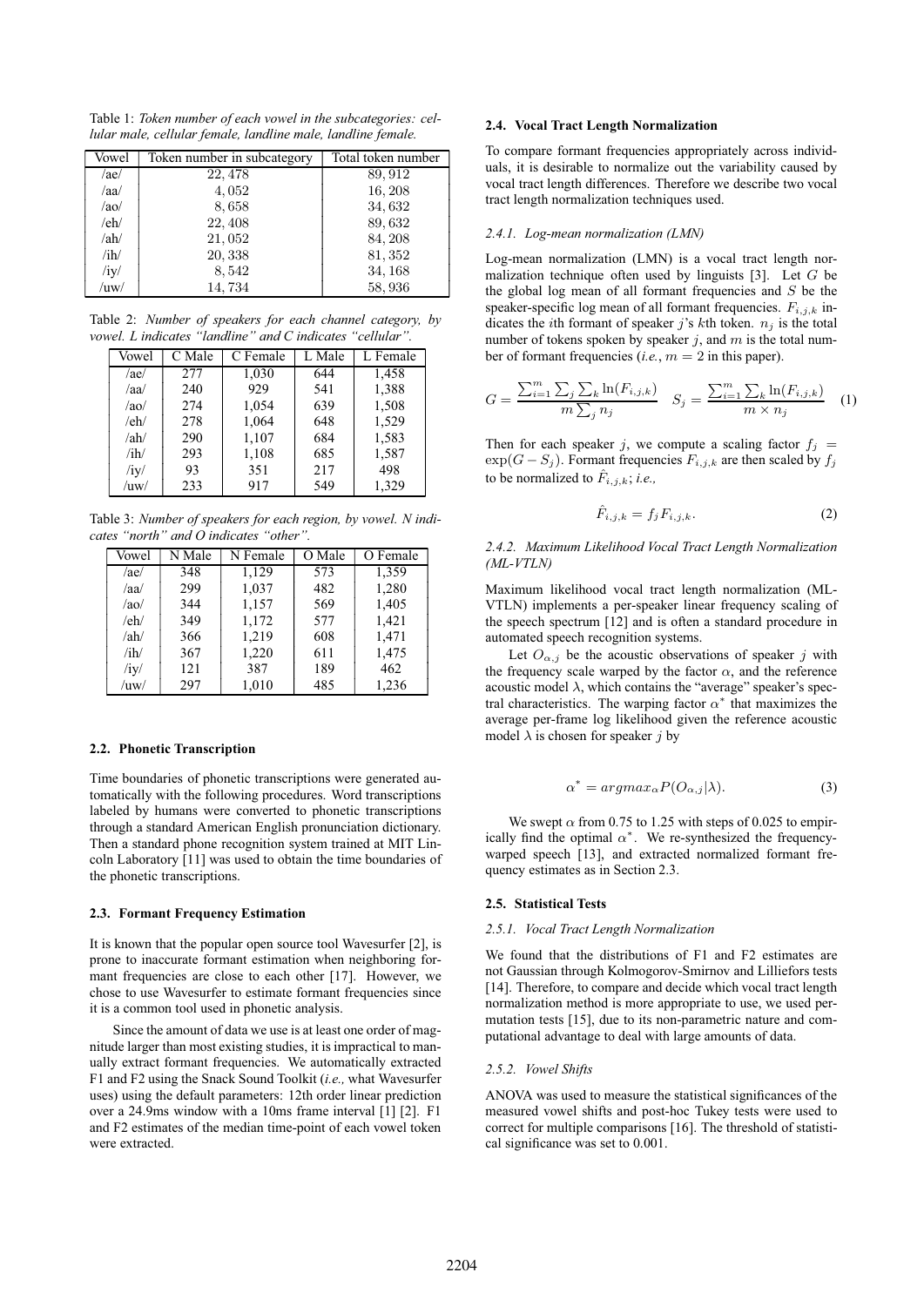Table 1: *Token number of each vowel in the subcategories: cellular male, cellular female, landline male, landline female.*

| Vowel | Token number in subcategory | Total token number |
|---|---|---|
| /ae/ | 22,478 | 89,912 |
| /aa/ | 4,052 | 16,208 |
| /ao/ | 8,658 | 34,632 |
| /eh/ | 22,408 | 89,632 |
| /ah/ | 21,052 | 84,208 |
| /ih/ | 20,338 | 81,352 |
| /iy/ | 8,542 | 34,168 |
| /uw/ | 14,734 | 58,936 |

Table 2: *Number of speakers for each channel category, by vowel. L indicates "landline" and C indicates "cellular".*

| Vowel | C Male | C Female | L Male | L Female |
|---|---|---|---|---|
| /ae/ | 277 | 1,030 | 644 | 1,458 |
| /aa/ | 240 | 929 | 541 | 1,388 |
| /ao/ | 274 | 1,054 | 639 | 1,508 |
| /eh/ | 278 | 1,064 | 648 | 1,529 |
| /ah/ | 290 | 1,107 | 684 | 1,583 |
| /ih/ | 293 | 1,108 | 685 | 1,587 |
| /iy/ | 93 | 351 | 217 | 498 |
| /uw/ | 233 | 917 | 549 | 1,329 |

Table 3: *Number of speakers for each region, by vowel. N indicates "north" and O indicates "other".*

| Vowel | N Male | N Female | O Male | O Female |
|---|---|---|---|---|
| /ae/ | 348 | 1,129 | 573 | 1,359 |
| /aa/ | 299 | 1,037 | 482 | 1,280 |
| /ao/ | 344 | 1,157 | 569 | 1,405 |
| /eh/ | 349 | 1,172 | 577 | 1,421 |
| /ah/ | 366 | 1,219 | 608 | 1,471 |
| /ih/ | 367 | 1,220 | 611 | 1,475 |
| /iy/ | 121 | 387 | 189 | 462 |
| /uw/ | 297 | 1,010 | 485 | 1,236 |

### 2.2. Phonetic Transcription

Time boundaries of phonetic transcriptions were generated automatically with the following procedures. Word transcriptions labeled by humans were converted to phonetic transcriptions through a standard American English pronunciation dictionary. Then a standard phone recognition system trained at MIT Lincoln Laboratory [11] was used to obtain the time boundaries of the phonetic transcriptions.

### 2.3. Formant Frequency Estimation

It is known that the popular open source tool Wavesurfer [2], is prone to inaccurate formant estimation when neighboring formant frequencies are close to each other [17]. However, we chose to use Wavesurfer to estimate formant frequencies since it is a common tool used in phonetic analysis.

Since the amount of data we use is at least one order of magnitude larger than most existing studies, it is impractical to manually extract formant frequencies. We automatically extracted F1 and F2 using the Snack Sound Toolkit (*i.e.,* what Wavesurfer uses) using the default parameters: 12th order linear prediction over a 24.9ms window with a 10ms frame interval [1] [2]. F1 and F2 estimates of the median time-point of each vowel token were extracted.

### 2.4. Vocal Tract Length Normalization

To compare formant frequencies appropriately across individuals, it is desirable to normalize out the variability caused by vocal tract length differences. Therefore we describe two vocal tract length normalization techniques used.

#### 2.4.1. Log-mean normalization (LMN)

Log-mean normalization (LMN) is a vocal tract length normalization technique often used by linguists [3]. Let $G$ be the global log mean of all formant frequencies and $S$ be the speaker-specific log mean of all formant frequencies. $F_{i,j,k}$ indicates the $i$th formant of speaker $j$'s $k$th token. $n_j$ is the total number of tokens spoken by speaker $j$, and $m$ is the total number of formant frequencies (*i.e.,* $m = 2$ in this paper).

$$G = \frac{\sum_{i=1}^{m} \sum_j \sum_k \ln(F_{i,j,k})}{m \sum_j n_j} \quad S_j = \frac{\sum_{i=1}^{m} \sum_k \ln(F_{i,j,k})}{m \times n_j} \quad (1)$$

Then for each speaker $j$, we compute a scaling factor $f_j = \exp(G - S_j)$. Formant frequencies $F_{i,j,k}$ are then scaled by $f_j$ to be normalized to $\hat{F}_{i,j,k}$; *i.e.,*

$$\hat{F}_{i,j,k} = f_j F_{i,j,k}. \quad (2)$$

#### 2.4.2. Maximum Likelihood Vocal Tract Length Normalization (ML-VTLN)

Maximum likelihood vocal tract length normalization (ML-VTLN) implements a per-speaker linear frequency scaling of the speech spectrum [12] and is often a standard procedure in automated speech recognition systems.

Let $O_{\alpha,j}$ be the acoustic observations of speaker $j$ with the frequency scale warped by the factor $\alpha$, and the reference acoustic model $\lambda$, which contains the "average" speaker's spectral characteristics. The warping factor $\alpha^*$ that maximizes the average per-frame log likelihood given the reference acoustic model $\lambda$ is chosen for speaker $j$ by

$$\alpha^* = argmax_{\alpha} P(O_{\alpha,j}|\lambda). \quad (3)$$

We swept $\alpha$ from 0.75 to 1.25 with steps of 0.025 to empirically find the optimal $\alpha^*$. We re-synthesized the frequency-warped speech [13], and extracted normalized formant frequency estimates as in Section 2.3.

### 2.5. Statistical Tests

#### 2.5.1. Vocal Tract Length Normalization

We found that the distributions of F1 and F2 estimates are not Gaussian through Kolmogorov-Smirnov and Lilliefors tests [14]. Therefore, to compare and decide which vocal tract length normalization method is more appropriate to use, we used permutation tests [15], due to its non-parametric nature and computational advantage to deal with large amounts of data.

#### 2.5.2. Vowel Shifts

ANOVA was used to measure the statistical significances of the measured vowel shifts and post-hoc Tukey tests were used to correct for multiple comparisons [16]. The threshold of statistical significance was set to 0.001.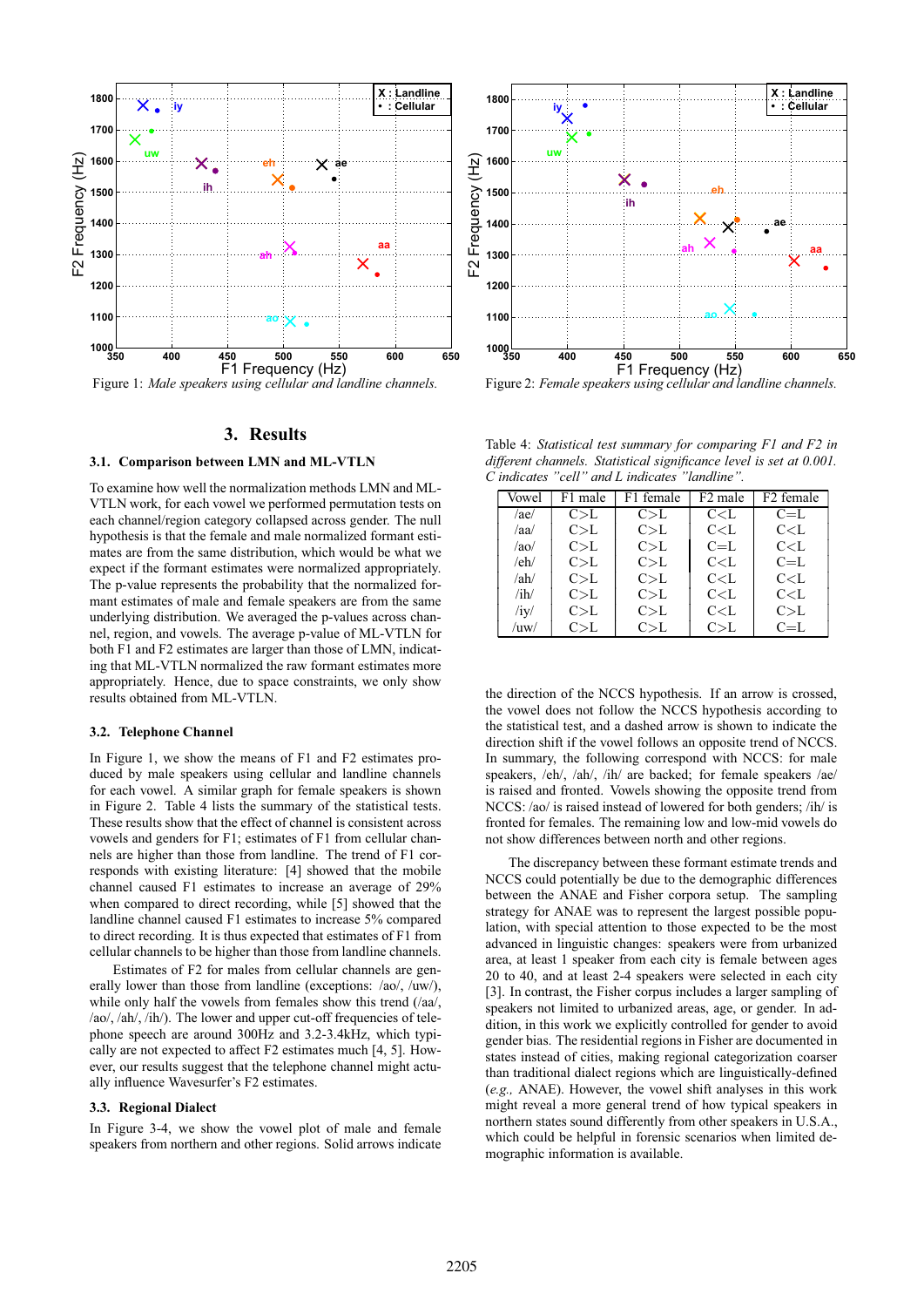Figure 1: *Male speakers using cellular and landline channels.*

Figure 2: *Female speakers using cellular and landline channels.*

## 3. Results

### 3.1. Comparison between LMN and ML-VTLN

To examine how well the normalization methods LMN and ML-VTLN work, for each vowel we performed permutation tests on each channel/region category collapsed across gender. The null hypothesis is that the female and male normalized formant estimates are from the same distribution, which would be what we expect if the formant estimates were normalized appropriately. The p-value represents the probability that the normalized formant estimates of male and female speakers are from the same underlying distribution. We averaged the p-values across channel, region, and vowels. The average p-value of ML-VTLN for both F1 and F2 estimates are larger than those of LMN, indicating that ML-VTLN normalized the raw formant estimates more appropriately. Hence, due to space constraints, we only show results obtained from ML-VTLN.

### 3.2. Telephone Channel

In Figure 1, we show the means of F1 and F2 estimates produced by male speakers using cellular and landline channels for each vowel. A similar graph for female speakers is shown in Figure 2. Table 4 lists the summary of the statistical tests. These results show that the effect of channel is consistent across vowels and genders for F1; estimates of F1 from cellular channels are higher than those from landline. The trend of F1 corresponds with existing literature: [4] showed that the mobile channel caused F1 estimates to increase an average of 29% when compared to direct recording, while [5] showed that the landline channel caused F1 estimates to increase 5% compared to direct recording. It is thus expected that estimates of F1 from cellular channels to be higher than those from landline channels.

Estimates of F2 for males from cellular channels are generally lower than those from landline (exceptions: /ao/, /uw/), while only half the vowels from females show this trend (/aa/, /ao/, /ah/, /ih/). The lower and upper cut-off frequencies of telephone speech are around 300Hz and 3.2-3.4kHz, which typically are not expected to affect F2 estimates much [4, 5]. However, our results suggest that the telephone channel might actually influence Wavesurfer's F2 estimates.

### 3.3. Regional Dialect

In Figure 3-4, we show the vowel plot of male and female speakers from northern and other regions. Solid arrows indicate

Table 4: *Statistical test summary for comparing F1 and F2 in different channels. Statistical significance level is set at 0.001. C indicates "cell" and L indicates "landline".*

| Vowel | F1 male | F1 female | F2 male | F2 female |
|---|---|---|---|---|
| /ae/ | C>L | C>L | C<L | C=L |
| /aa/ | C>L | C>L | C<L | C<L |
| /ao/ | C>L | C>L | C=L | C<L |
| /eh/ | C>L | C>L | C<L | C=L |
| /ah/ | C>L | C>L | C<L | C<L |
| /ih/ | C>L | C>L | C<L | C<L |
| /iy/ | C>L | C>L | C<L | C>L |
| /uw/ | C>L | C>L | C>L | C=L |

the direction of the NCCS hypothesis. If an arrow is crossed, the vowel does not follow the NCCS hypothesis according to the statistical test, and a dashed arrow is shown to indicate the direction shift if the vowel follows an opposite trend of NCCS. In summary, the following correspond with NCCS: for male speakers, /eh/, /ah/, /ih/ are backed; for female speakers /ae/ is raised and fronted. Vowels showing the opposite trend from NCCS: /ao/ is raised instead of lowered for both genders; /ih/ is fronted for females. The remaining low and low-mid vowels do not show differences between north and other regions.

The discrepancy between these formant estimate trends and NCCS could potentially be due to the demographic differences between the ANAE and Fisher corpora setup. The sampling strategy for ANAE was to represent the largest possible population, with special attention to those expected to be the most advanced in linguistic changes: speakers were from urbanized area, at least 1 speaker from each city is female between ages 20 to 40, and at least 2-4 speakers were selected in each city [3]. In contrast, the Fisher corpus includes a larger sampling of speakers not limited to urbanized areas, age, or gender. In addition, in this work we explicitly controlled for gender to avoid gender bias. The residential regions in Fisher are documented in states instead of cities, making regional categorization coarser than traditional dialect regions which are linguistically-defined (*e.g.,* ANAE). However, the vowel shift analyses in this work might reveal a more general trend of how typical speakers in northern states sound differently from other speakers in U.S.A., which could be helpful in forensic scenarios when limited demographic information is available.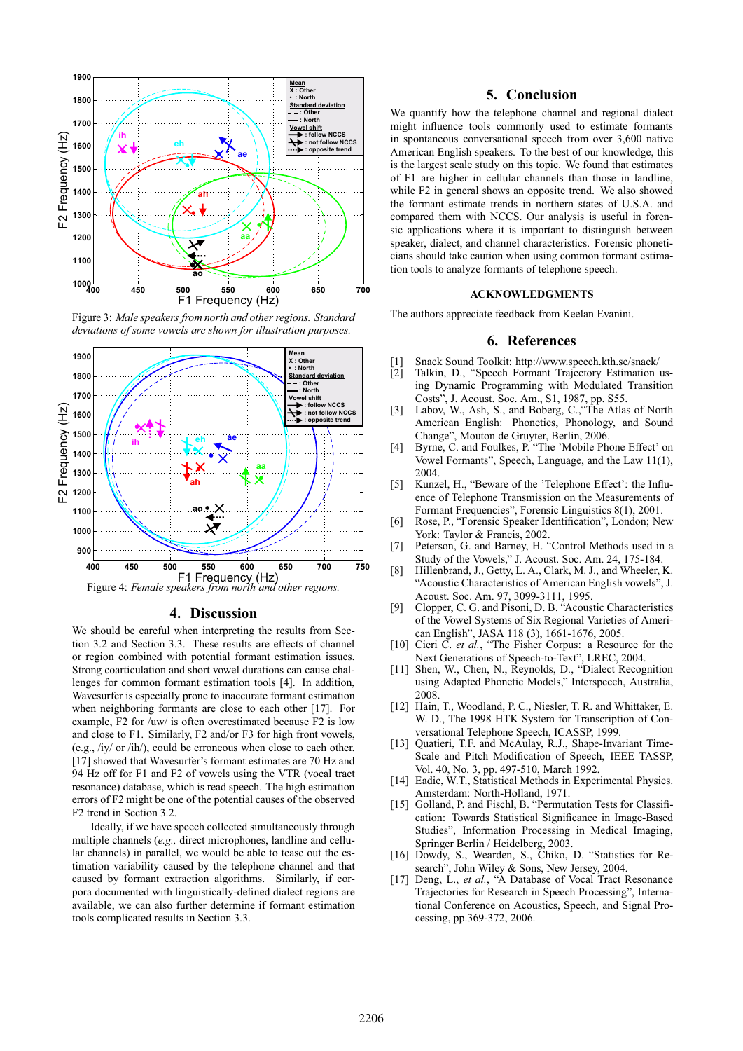1900
1800
1700
1600
1500
1400
1300
1200
1100
1000
F2 Frequency (Hz)
400 450 500 550 600 650 700
F1 Frequency (Hz)
Mean
X : Other
• : North
Standard deviation
– – : Other
— : North
Vowel shift
: follow NCCS
: not follow NCCS
: opposite trend
ih
eh
ae
ah
aa
ao

Figure 3: *Male speakers from north and other regions. Standard deviations of some vowels are shown for illustration purposes.*

1900
1800
1700
1600
1500
1400
1300
1200
1100
1000
900
F2 Frequency (Hz)
400 450 500 550 600 650 700 750
F1 Frequency (Hz)
Mean
X : Other
• : North
Standard deviation
– – : Other
— : North
Vowel shift
: follow NCCS
: not follow NCCS
: opposite trend
ih
eh
ae
ah
aa
ao

Figure 4: *Female speakers from north and other regions.*

## 4. Discussion

We should be careful when interpreting the results from Section 3.2 and Section 3.3. These results are effects of channel or region combined with potential formant estimation issues. Strong coarticulation and short vowel durations can cause challenges for common formant estimation tools [4]. In addition, Wavesurfer is especially prone to inaccurate formant estimation when neighboring formants are close to each other [17]. For example, F2 for /uw/ is often overestimated because F2 is low and close to F1. Similarly, F2 and/or F3 for high front vowels, (e.g., /iy/ or /ih/), could be erroneous when close to each other. [17] showed that Wavesurfer's formant estimates are 70 Hz and 94 Hz off for F1 and F2 of vowels using the VTR (vocal tract resonance) database, which is read speech. The high estimation errors of F2 might be one of the potential causes of the observed F2 trend in Section 3.2.

Ideally, if we have speech collected simultaneously through multiple channels (*e.g.,* direct microphones, landline and cellular channels) in parallel, we would be able to tease out the estimation variability caused by the telephone channel and that caused by formant extraction algorithms. Similarly, if corpora documented with linguistically-defined dialect regions are available, we can also further determine if formant estimation tools complicated results in Section 3.3.

## 5. Conclusion

We quantify how the telephone channel and regional dialect might influence tools commonly used to estimate formants in spontaneous conversational speech from over 3,600 native American English speakers. To the best of our knowledge, this is the largest scale study on this topic. We found that estimates of F1 are higher in cellular channels than those in landline, while F2 in general shows an opposite trend. We also showed the formant estimate trends in northern states of U.S.A. and compared them with NCCS. Our analysis is useful in forensic applications where it is important to distinguish between speaker, dialect, and channel characteristics. Forensic phoneticians should take caution when using common formant estimation tools to analyze formants of telephone speech.

### ACKNOWLEDGMENTS

The authors appreciate feedback from Keelan Evanini.

## 6. References

[1] Snack Sound Toolkit: http://www.speech.kth.se/snack/

[2] Talkin, D., "Speech Formant Trajectory Estimation using Dynamic Programming with Modulated Transition Costs", J. Acoust. Soc. Am., S1, 1987, pp. S55.

[3] Labov, W., Ash, S., and Boberg, C.,"The Atlas of North American English: Phonetics, Phonology, and Sound Change", Mouton de Gruyter, Berlin, 2006.

[4] Byrne, C. and Foulkes, P. "The 'Mobile Phone Effect' on Vowel Formants", Speech, Language, and the Law 11(1), 2004.

[5] Kunzel, H., "Beware of the 'Telephone Effect': the Influence of Telephone Transmission on the Measurements of Formant Frequencies", Forensic Linguistics 8(1), 2001.

[6] Rose, P., "Forensic Speaker Identification", London; New York: Taylor & Francis, 2002.

[7] Peterson, G. and Barney, H. "Control Methods used in a Study of the Vowels," J. Acoust. Soc. Am. 24, 175-184.

[8] Hillenbrand, J., Getty, L. A., Clark, M. J., and Wheeler, K. "Acoustic Characteristics of American English vowels", J. Acoust. Soc. Am. 97, 3099-3111, 1995.

[9] Clopper, C. G. and Pisoni, D. B. "Acoustic Characteristics of the Vowel Systems of Six Regional Varieties of American English", JASA 118 (3), 1661-1676, 2005.

[10] Cieri C. *et al.*, "The Fisher Corpus: a Resource for the Next Generations of Speech-to-Text", LREC, 2004.

[11] Shen, W., Chen, N., Reynolds, D., "Dialect Recognition using Adapted Phonetic Models," Interspeech, Australia, 2008.

[12] Hain, T., Woodland, P. C., Niesler, T. R. and Whittaker, E. W. D., The 1998 HTK System for Transcription of Conversational Telephone Speech, ICASSP, 1999.

[13] Quatieri, T.F. and McAulay, R.J., Shape-Invariant Time-Scale and Pitch Modification of Speech, IEEE TASSP, Vol. 40, No. 3, pp. 497-510, March 1992.

[14] Eadie, W.T., Statistical Methods in Experimental Physics. Amsterdam: North-Holland, 1971.

[15] Golland, P. and Fischl, B. "Permutation Tests for Classification: Towards Statistical Significance in Image-Based Studies", Information Processing in Medical Imaging, Springer Berlin / Heidelberg, 2003.

[16] Dowdy, S., Wearden, S., Chiko, D. "Statistics for Research", John Wiley & Sons, New Jersey, 2004.

[17] Deng, L., *et al.*, "A Database of Vocal Tract Resonance Trajectories for Research in Speech Processing", International Conference on Acoustics, Speech, and Signal Processing, pp.369-372, 2006.